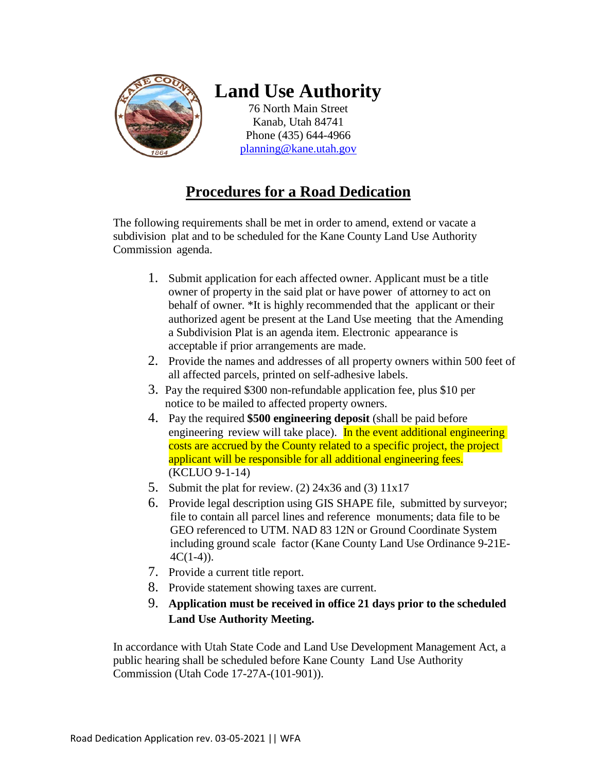# Land Use Authority

76 North Main Street
Kanab, Utah 84741
Phone (435) 644-4966
planning@kane.utah.gov

## Procedures for a Road Dedication

The following requirements shall be met in order to amend, extend or vacate a subdivision plat and to be scheduled for the Kane County Land Use Authority Commission agenda.

1. Submit application for each affected owner. Applicant must be a title owner of property in the said plat or have power of attorney to act on behalf of owner. *It is highly recommended that the applicant or their authorized agent be present at the Land Use meeting that the Amending a Subdivision Plat is an agenda item. Electronic appearance is acceptable if prior arrangements are made.
2. Provide the names and addresses of all property owners within 500 feet of all affected parcels, printed on self-adhesive labels.
3. Pay the required $300 non-refundable application fee, plus $10 per notice to be mailed to affected property owners.
4. Pay the required **$500 engineering deposit** (shall be paid before engineering review will take place). In the event additional engineering costs are accrued by the County related to a specific project, the project applicant will be responsible for all additional engineering fees. (KCLUO 9-1-14)
5. Submit the plat for review. (2) 24x36 and (3) 11x17
6. Provide legal description using GIS SHAPE file, submitted by surveyor; file to contain all parcel lines and reference monuments; data file to be GEO referenced to UTM. NAD 83 12N or Ground Coordinate System including ground scale factor (Kane County Land Use Ordinance 9-21E-4C(1-4)).
7. Provide a current title report.
8. Provide statement showing taxes are current.
9. **Application must be received in office 21 days prior to the scheduled Land Use Authority Meeting.**

In accordance with Utah State Code and Land Use Development Management Act, a public hearing shall be scheduled before Kane County Land Use Authority Commission (Utah Code 17-27A-(101-901)).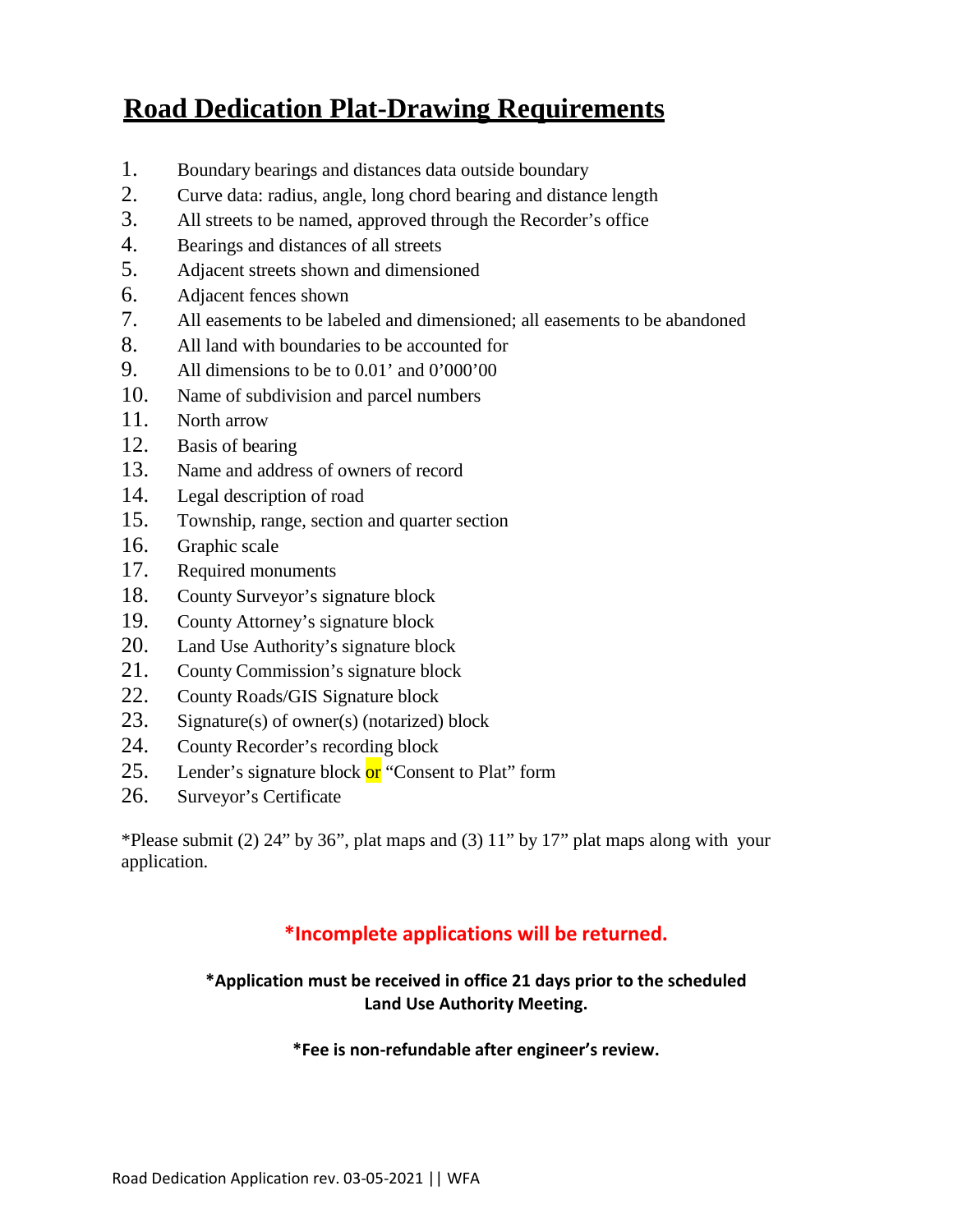# Road Dedication Plat-Drawing Requirements

1. Boundary bearings and distances data outside boundary
2. Curve data: radius, angle, long chord bearing and distance length
3. All streets to be named, approved through the Recorder's office
4. Bearings and distances of all streets
5. Adjacent streets shown and dimensioned
6. Adjacent fences shown
7. All easements to be labeled and dimensioned; all easements to be abandoned
8. All land with boundaries to be accounted for
9. All dimensions to be to 0.01' and 0'000'00
10. Name of subdivision and parcel numbers
11. North arrow
12. Basis of bearing
13. Name and address of owners of record
14. Legal description of road
15. Township, range, section and quarter section
16. Graphic scale
17. Required monuments
18. County Surveyor's signature block
19. County Attorney's signature block
20. Land Use Authority's signature block
21. County Commission's signature block
22. County Roads/GIS Signature block
23. Signature(s) of owner(s) (notarized) block
24. County Recorder's recording block
25. Lender's signature block or "Consent to Plat" form
26. Surveyor's Certificate

*Please submit (2) 24" by 36", plat maps and (3) 11" by 17" plat maps along with your application.

**\*Incomplete applications will be returned.**

**\*Application must be received in office 21 days prior to the scheduled Land Use Authority Meeting.**

**\*Fee is non-refundable after engineer's review.**

Road Dedication Application rev. 03-05-2021 || WFA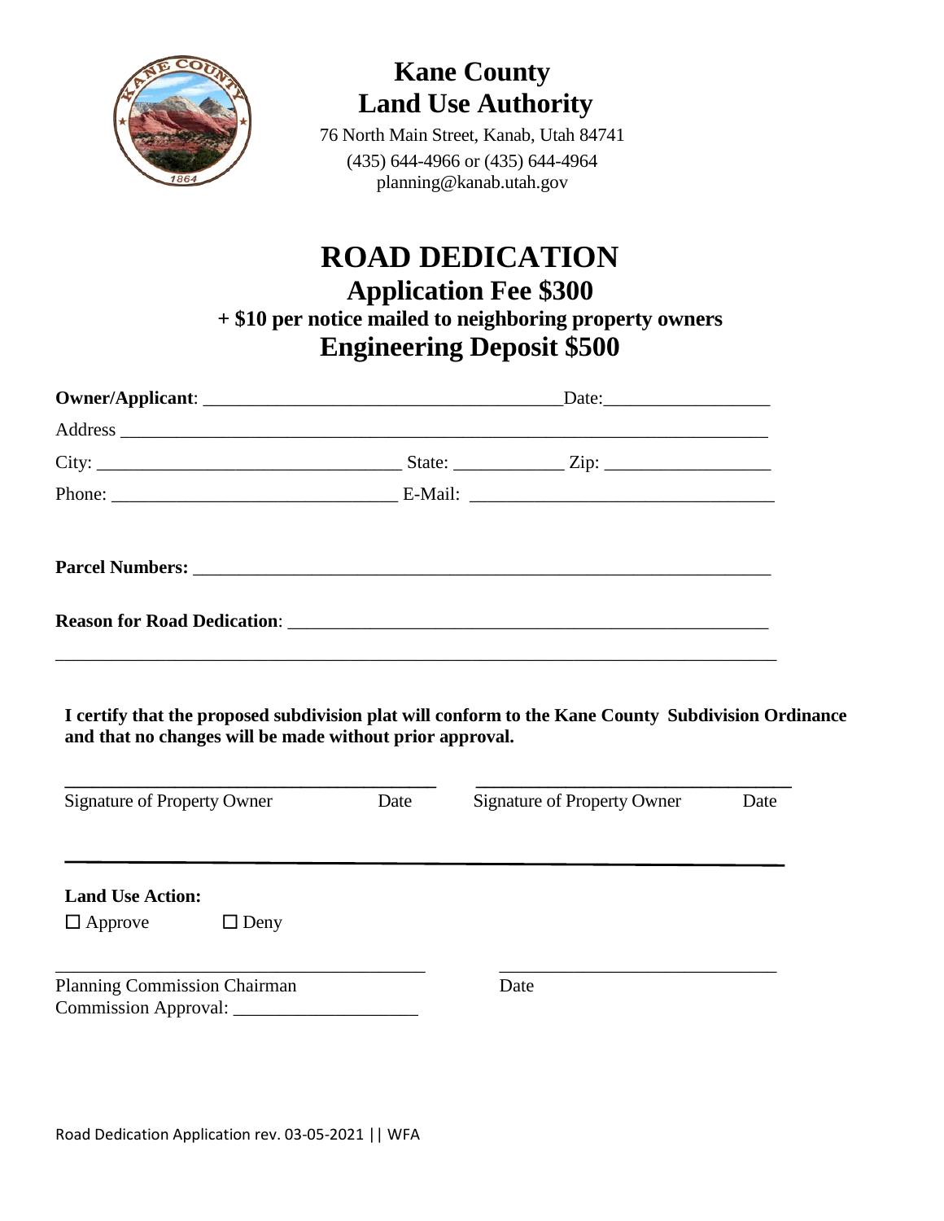# Kane County
# Land Use Authority

76 North Main Street, Kanab, Utah 84741
(435) 644-4966 or (435) 644-4964
planning@kanab.utah.gov

# ROAD DEDICATION

## Application Fee $300

### + $10 per notice mailed to neighboring property owners

## Engineering Deposit $500

**Owner/Applicant**: ______________________________________ Date: _________________

Address ______________________________________________________________________

City: ________________________________ State: ___________ Zip: _________________

Phone: _______________________________ E-Mail: _________________________________

**Parcel Numbers:** __________________________________________________________

**Reason for Road Dedication**: ______________________________________________

______________________________________________________________________________

**I certify that the proposed subdivision plat will conform to the Kane County Subdivision Ordinance and that no changes will be made without prior approval.**

________________________________________ ________________________________

Signature of Property Owner Date Signature of Property Owner Date

______________________________________________________________________________

**Land Use Action:**

☐ Approve ☐ Deny

________________________________________ ______________________________

Planning Commission Chairman Date

Commission Approval: ____________________

Road Dedication Application rev. 03-05-2021 || WFA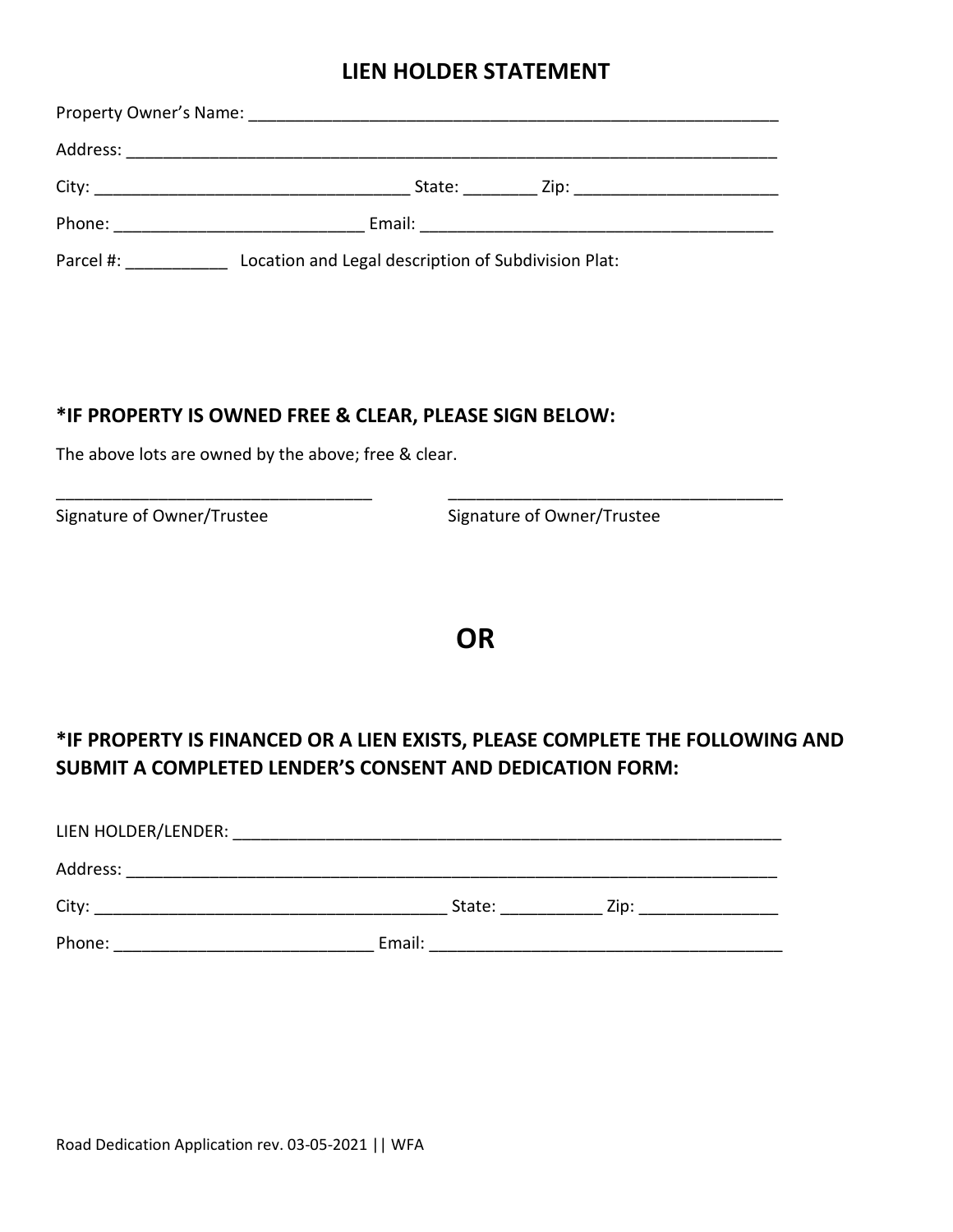# LIEN HOLDER STATEMENT

Property Owner's Name: ___________________________________________________________

Address: ________________________________________________________________________

City: __________________________________ State: ________ Zip: ______________________

Phone: ___________________________ Email: _______________________________________

Parcel #: ___________ Location and Legal description of Subdivision Plat:

## *IF PROPERTY IS OWNED FREE & CLEAR, PLEASE SIGN BELOW:

The above lots are owned by the above; free & clear.

__________________________________ ____________________________________

Signature of Owner/Trustee Signature of Owner/Trustee

## OR

## *IF PROPERTY IS FINANCED OR A LIEN EXISTS, PLEASE COMPLETE THE FOLLOWING AND SUBMIT A COMPLETED LENDER'S CONSENT AND DEDICATION FORM:

LIEN HOLDER/LENDER: ____________________________________________________________

Address: ________________________________________________________________________

City: ______________________________________ State: ___________ Zip: _______________

Phone: ____________________________ Email: ______________________________________

Road Dedication Application rev. 03-05-2021 || WFA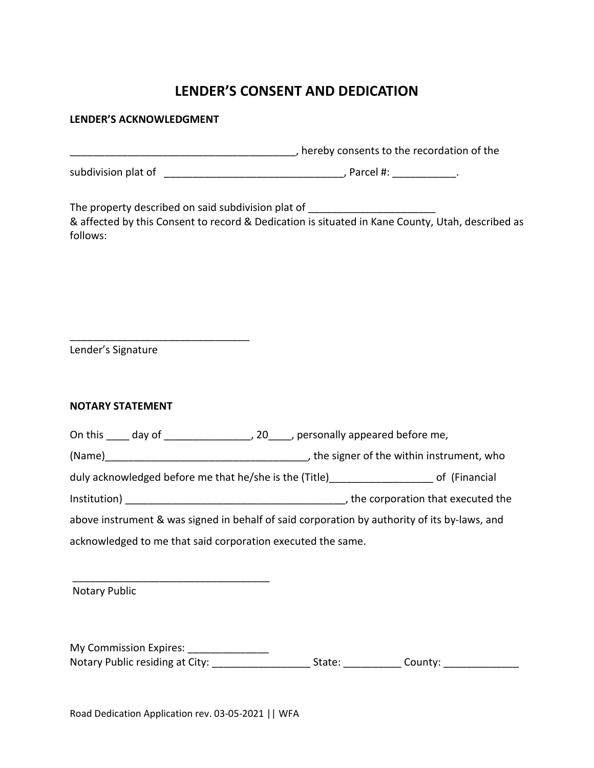# LENDER'S CONSENT AND DEDICATION

**LENDER'S ACKNOWLEDGMENT**

_______________________________________, hereby consents to the recordation of the subdivision plat of _______________________________, Parcel #: ___________.

The property described on said subdivision plat of ______________________
& affected by this Consent to record & Dedication is situated in Kane County, Utah, described as follows:

_______________________________
Lender's Signature

**NOTARY STATEMENT**

On this ____ day of _______________, 20____, personally appeared before me, (Name)___________________________________, the signer of the within instrument, who duly acknowledged before me that he/she is the (Title)__________________ of (Financial Institution) ______________________________________, the corporation that executed the above instrument & was signed in behalf of said corporation by authority of its by-laws, and acknowledged to me that said corporation executed the same.

__________________________________
Notary Public

My Commission Expires: ______________
Notary Public residing at City: _________________ State: __________ County: _____________

Road Dedication Application rev. 03-05-2021 || WFA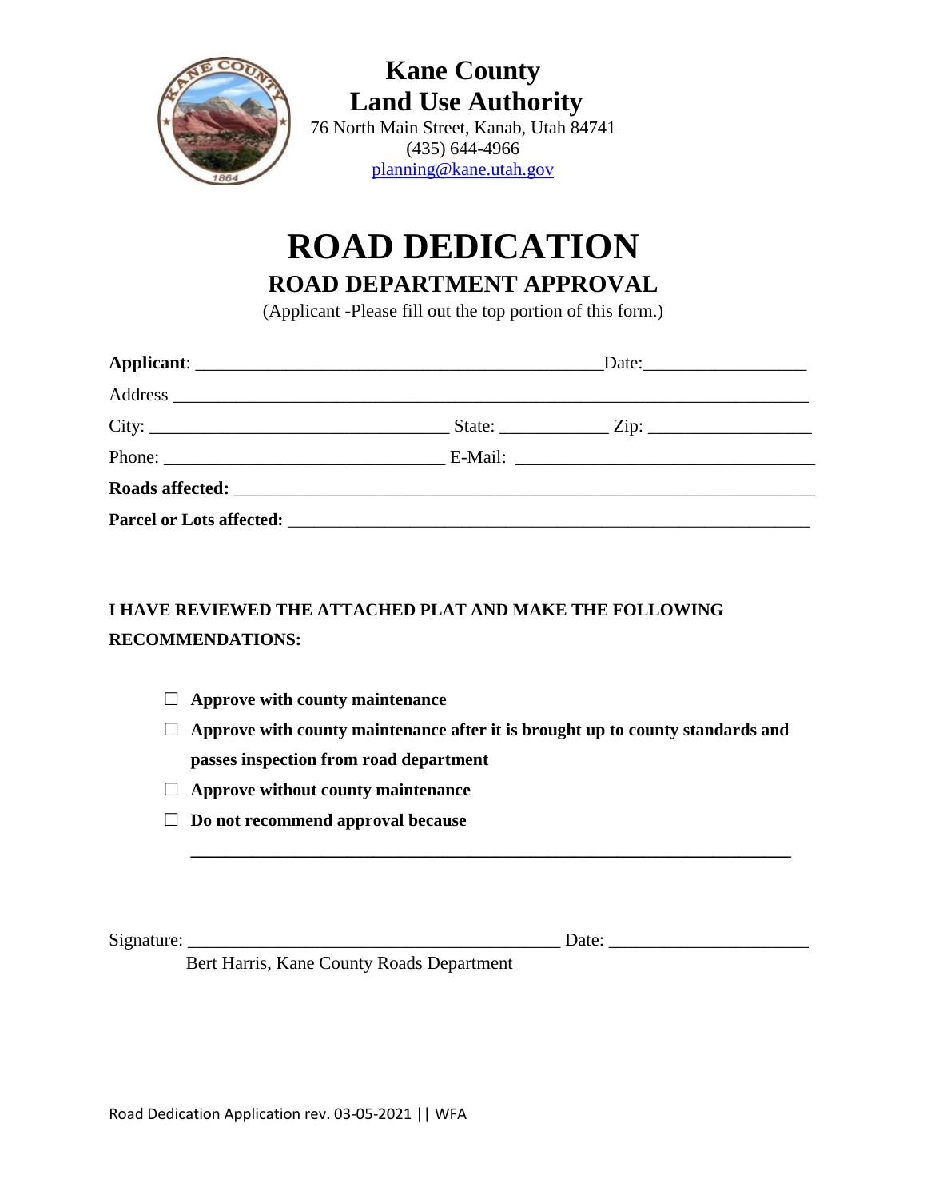**Kane County**
**Land Use Authority**
76 North Main Street, Kanab, Utah 84741
(435) 644-4966
planning@kane.utah.gov

# ROAD DEDICATION

## ROAD DEPARTMENT APPROVAL

(Applicant -Please fill out the top portion of this form.)

**Applicant**: _____________________________________________ Date: _________________

Address ______________________________________________________________________

City: _________________________________ State: ___________ Zip: __________________

Phone: ______________________________ E-Mail: _________________________________

**Roads affected:** _____________________________________________________________

**Parcel or Lots affected:** ________________________________________________________

**I HAVE REVIEWED THE ATTACHED PLAT AND MAKE THE FOLLOWING RECOMMENDATIONS:**

- ☐ **Approve with county maintenance**
- ☐ **Approve with county maintenance after it is brought up to county standards and passes inspection from road department**
- ☐ **Approve without county maintenance**
- ☐ **Do not recommend approval because**

  ___________________________________________________________________

Signature: _________________________________________ Date: _____________________

Bert Harris, Kane County Roads Department

Road Dedication Application rev. 03-05-2021 || WFA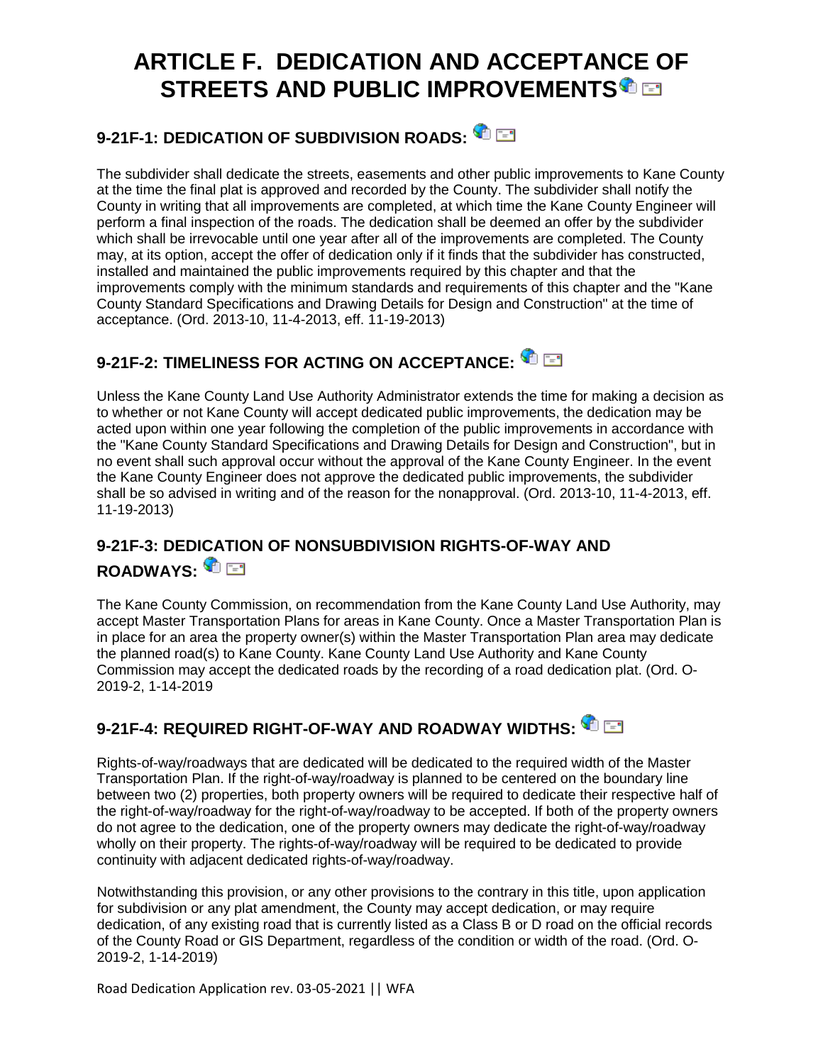# ARTICLE F. DEDICATION AND ACCEPTANCE OF STREETS AND PUBLIC IMPROVEMENTS

## 9-21F-1: DEDICATION OF SUBDIVISION ROADS:

The subdivider shall dedicate the streets, easements and other public improvements to Kane County at the time the final plat is approved and recorded by the County. The subdivider shall notify the County in writing that all improvements are completed, at which time the Kane County Engineer will perform a final inspection of the roads. The dedication shall be deemed an offer by the subdivider which shall be irrevocable until one year after all of the improvements are completed. The County may, at its option, accept the offer of dedication only if it finds that the subdivider has constructed, installed and maintained the public improvements required by this chapter and that the improvements comply with the minimum standards and requirements of this chapter and the "Kane County Standard Specifications and Drawing Details for Design and Construction" at the time of acceptance. (Ord. 2013-10, 11-4-2013, eff. 11-19-2013)

## 9-21F-2: TIMELINESS FOR ACTING ON ACCEPTANCE:

Unless the Kane County Land Use Authority Administrator extends the time for making a decision as to whether or not Kane County will accept dedicated public improvements, the dedication may be acted upon within one year following the completion of the public improvements in accordance with the "Kane County Standard Specifications and Drawing Details for Design and Construction", but in no event shall such approval occur without the approval of the Kane County Engineer. In the event the Kane County Engineer does not approve the dedicated public improvements, the subdivider shall be so advised in writing and of the reason for the nonapproval. (Ord. 2013-10, 11-4-2013, eff. 11-19-2013)

## 9-21F-3: DEDICATION OF NONSUBDIVISION RIGHTS-OF-WAY AND ROADWAYS:

The Kane County Commission, on recommendation from the Kane County Land Use Authority, may accept Master Transportation Plans for areas in Kane County. Once a Master Transportation Plan is in place for an area the property owner(s) within the Master Transportation Plan area may dedicate the planned road(s) to Kane County. Kane County Land Use Authority and Kane County Commission may accept the dedicated roads by the recording of a road dedication plat. (Ord. O-2019-2, 1-14-2019

## 9-21F-4: REQUIRED RIGHT-OF-WAY AND ROADWAY WIDTHS:

Rights-of-way/roadways that are dedicated will be dedicated to the required width of the Master Transportation Plan. If the right-of-way/roadway is planned to be centered on the boundary line between two (2) properties, both property owners will be required to dedicate their respective half of the right-of-way/roadway for the right-of-way/roadway to be accepted. If both of the property owners do not agree to the dedication, one of the property owners may dedicate the right-of-way/roadway wholly on their property. The rights-of-way/roadway will be required to be dedicated to provide continuity with adjacent dedicated rights-of-way/roadway.

Notwithstanding this provision, or any other provisions to the contrary in this title, upon application for subdivision or any plat amendment, the County may accept dedication, or may require dedication, of any existing road that is currently listed as a Class B or D road on the official records of the County Road or GIS Department, regardless of the condition or width of the road. (Ord. O-2019-2, 1-14-2019)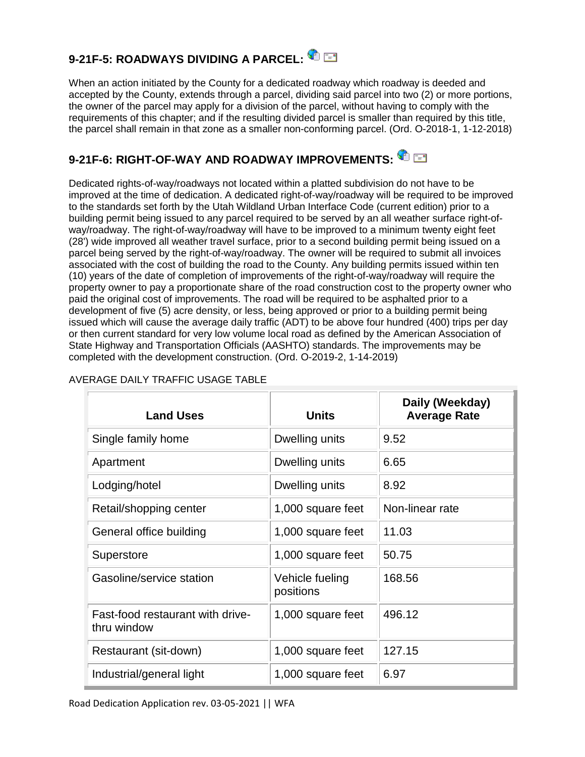## 9-21F-5: ROADWAYS DIVIDING A PARCEL:

When an action initiated by the County for a dedicated roadway which roadway is deeded and accepted by the County, extends through a parcel, dividing said parcel into two (2) or more portions, the owner of the parcel may apply for a division of the parcel, without having to comply with the requirements of this chapter; and if the resulting divided parcel is smaller than required by this title, the parcel shall remain in that zone as a smaller non-conforming parcel. (Ord. O-2018-1, 1-12-2018)

## 9-21F-6: RIGHT-OF-WAY AND ROADWAY IMPROVEMENTS:

Dedicated rights-of-way/roadways not located within a platted subdivision do not have to be improved at the time of dedication. A dedicated right-of-way/roadway will be required to be improved to the standards set forth by the Utah Wildland Urban Interface Code (current edition) prior to a building permit being issued to any parcel required to be served by an all weather surface right-of-way/roadway. The right-of-way/roadway will have to be improved to a minimum twenty eight feet (28') wide improved all weather travel surface, prior to a second building permit being issued on a parcel being served by the right-of-way/roadway. The owner will be required to submit all invoices associated with the cost of building the road to the County. Any building permits issued within ten (10) years of the date of completion of improvements of the right-of-way/roadway will require the property owner to pay a proportionate share of the road construction cost to the property owner who paid the original cost of improvements. The road will be required to be asphalted prior to a development of five (5) acre density, or less, being approved or prior to a building permit being issued which will cause the average daily traffic (ADT) to be above four hundred (400) trips per day or then current standard for very low volume local road as defined by the American Association of State Highway and Transportation Officials (AASHTO) standards. The improvements may be completed with the development construction. (Ord. O-2019-2, 1-14-2019)

AVERAGE DAILY TRAFFIC USAGE TABLE

| Land Uses | Units | Daily (Weekday) Average Rate |
|---|---|---|
| Single family home | Dwelling units | 9.52 |
| Apartment | Dwelling units | 6.65 |
| Lodging/hotel | Dwelling units | 8.92 |
| Retail/shopping center | 1,000 square feet | Non-linear rate |
| General office building | 1,000 square feet | 11.03 |
| Superstore | 1,000 square feet | 50.75 |
| Gasoline/service station | Vehicle fueling positions | 168.56 |
| Fast-food restaurant with drive-thru window | 1,000 square feet | 496.12 |
| Restaurant (sit-down) | 1,000 square feet | 127.15 |
| Industrial/general light | 1,000 square feet | 6.97 |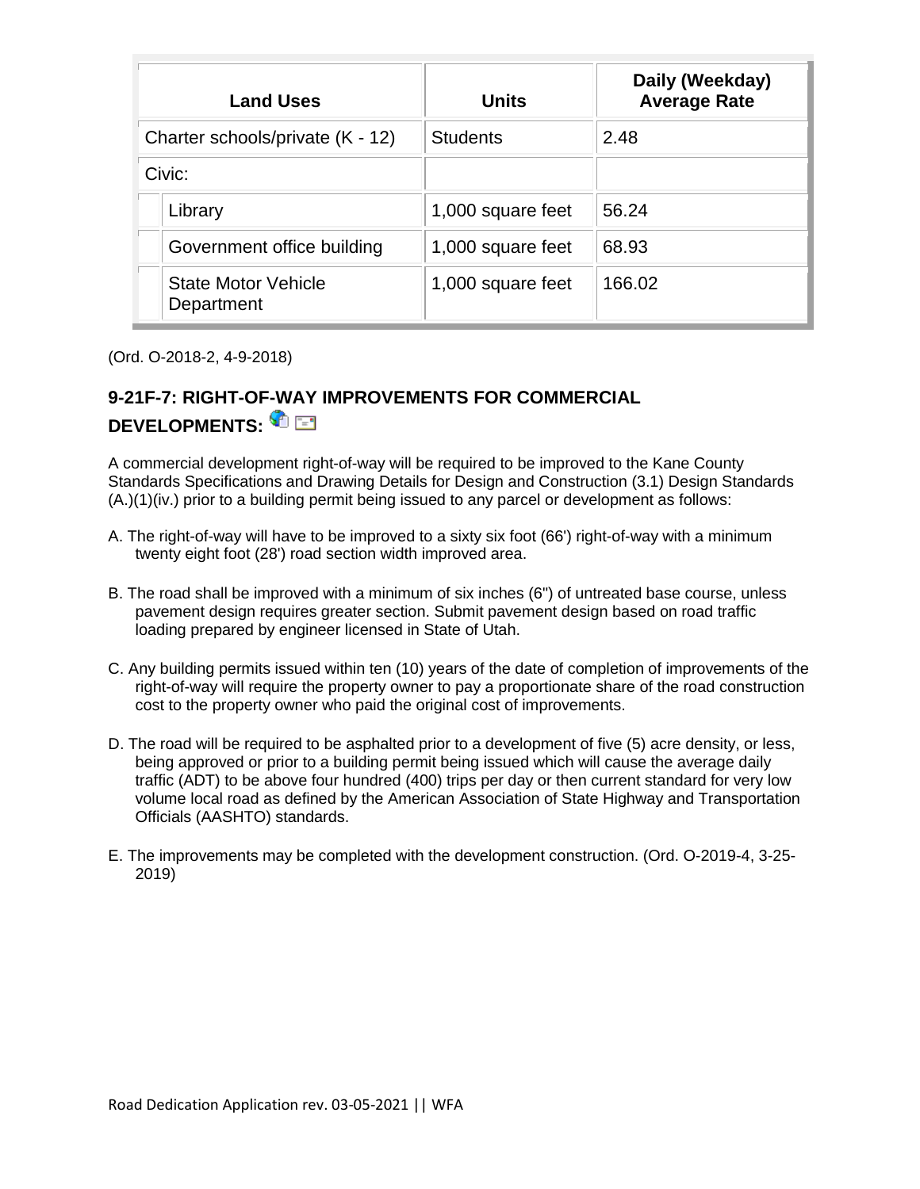| Land Uses | Units | Daily (Weekday) Average Rate |
| --- | --- | --- |
| Charter schools/private (K - 12) | Students | 2.48 |
| Civic: | | |
| Library | 1,000 square feet | 56.24 |
| Government office building | 1,000 square feet | 68.93 |
| State Motor Vehicle Department | 1,000 square feet | 166.02 |

(Ord. O-2018-2, 4-9-2018)

### 9-21F-7: RIGHT-OF-WAY IMPROVEMENTS FOR COMMERCIAL DEVELOPMENTS:

A commercial development right-of-way will be required to be improved to the Kane County Standards Specifications and Drawing Details for Design and Construction (3.1) Design Standards (A.)(1)(iv.) prior to a building permit being issued to any parcel or development as follows:

A. The right-of-way will have to be improved to a sixty six foot (66') right-of-way with a minimum twenty eight foot (28') road section width improved area.

B. The road shall be improved with a minimum of six inches (6") of untreated base course, unless pavement design requires greater section. Submit pavement design based on road traffic loading prepared by engineer licensed in State of Utah.

C. Any building permits issued within ten (10) years of the date of completion of improvements of the right-of-way will require the property owner to pay a proportionate share of the road construction cost to the property owner who paid the original cost of improvements.

D. The road will be required to be asphalted prior to a development of five (5) acre density, or less, being approved or prior to a building permit being issued which will cause the average daily traffic (ADT) to be above four hundred (400) trips per day or then current standard for very low volume local road as defined by the American Association of State Highway and Transportation Officials (AASHTO) standards.

E. The improvements may be completed with the development construction. (Ord. O-2019-4, 3-25-2019)